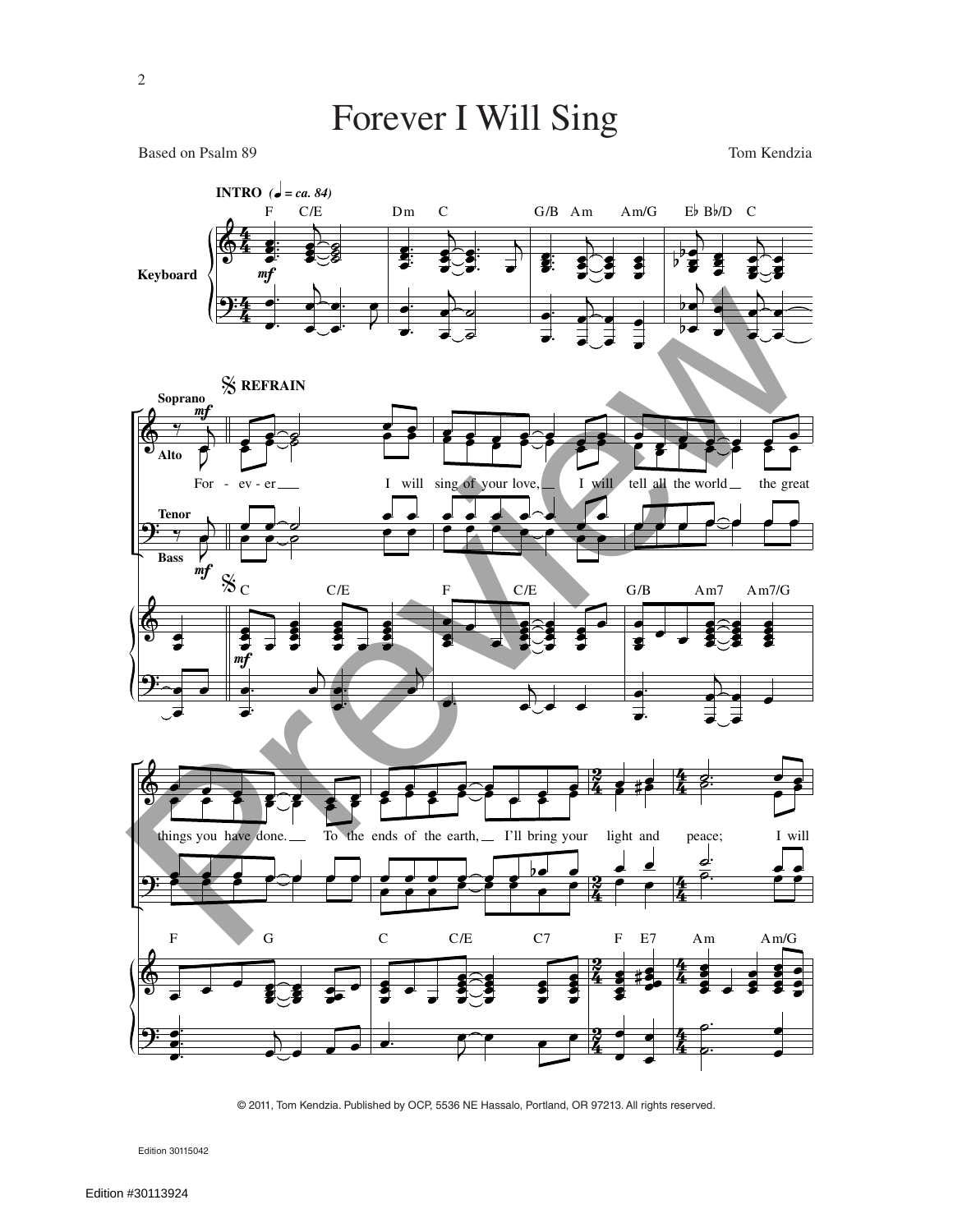# Forever I Will Sing

Based on Psalm 89

Tom Kendzia

INTRO (♩ = ca. 84)

REFRAIN

For - ev - er I will sing of your love, I will tell all the world the great things you have done. To the ends of the earth, I'll bring your light and peace; I will

© 2011, Tom Kendzia. Published by OCP, 5536 NE Hassalo, Portland, OR 97213. All rights reserved.

Edition 30115042

Edition #30113924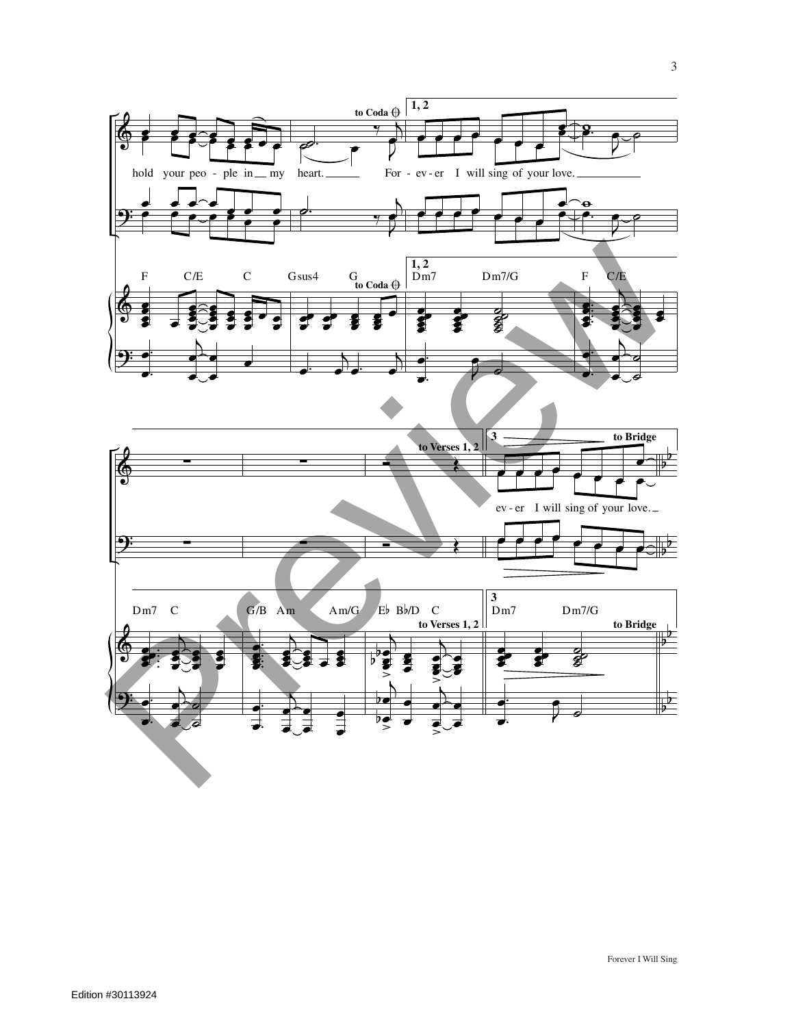to Coda

1, 2

hold your peo - ple in my heart. For - ev - er I will sing of your love.

F C/E C Gsus4 G Dm7 Dm7/G F C/E

to Coda

to Verses 1, 2

3

to Bridge

ev - er I will sing of your love.

Dm7 C G/B Am Am/G E♭ B♭/D C Dm7 Dm7/G

to Verses 1, 2

to Bridge

Forever I Will Sing

Edition #30113924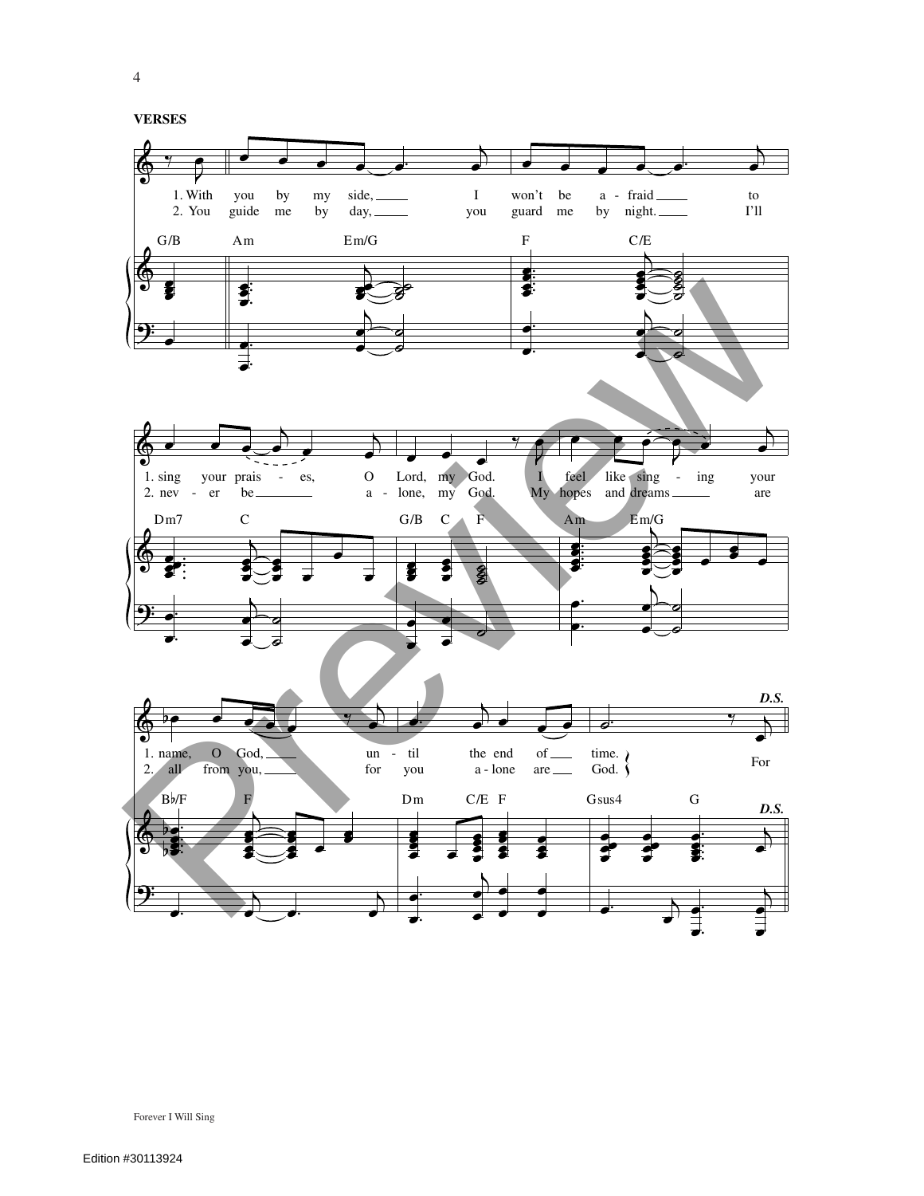## VERSES

1. With you by my side, I won't be a - fraid to
2. You guide me by day, you guard me by night. I'll

G/B Am Em/G F C/E

1. sing your prais - es, O Lord, my God. I feel like sing - ing your
2. nev - er be a - lone, my God. My hopes and dreams are

Dm7 C G/B C F Am Em/G

1. name, O God, un - til the end of time.
2. all from you, for you a - lone are God.

For

*D.S.*

B♭/F F Dm C/E F Gsus4 G

*D.S.*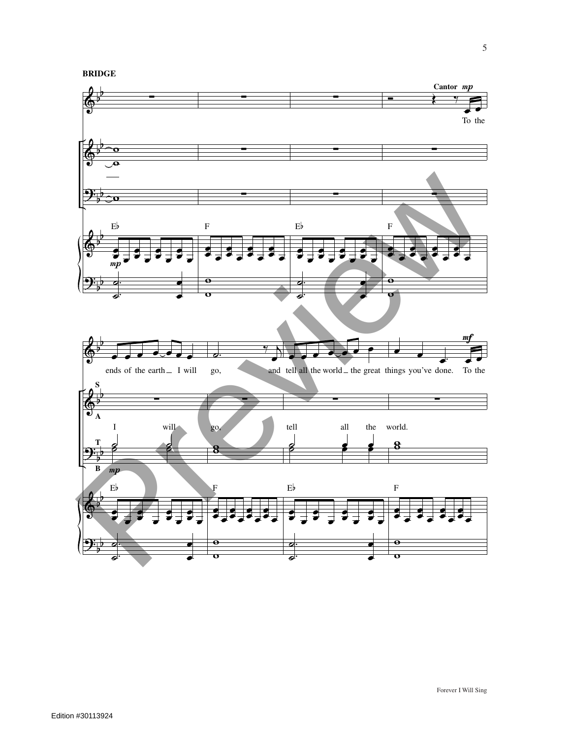**BRIDGE**

Cantor *mp*

To the ends of the earth I will go, and tell all the world the great things you've done. To the

I will go, tell all the world.

Forever I Will Sing

Edition #30113924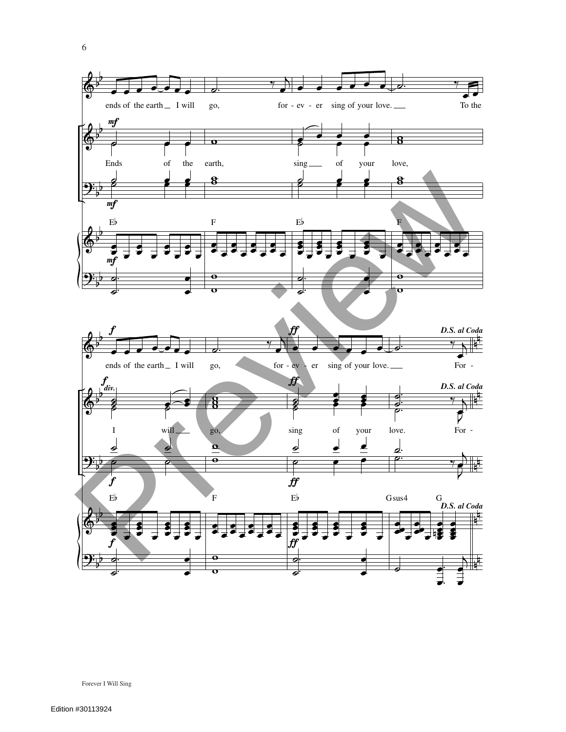ends of the earth I will go, for - ev - er sing of your love. To the

Ends of the earth, sing of your love,

E♭ F E♭ F

ends of the earth I will go, for - ev - er sing of your love. For -

I will go, sing of your love. For -

*D.S. al Coda*

E♭ F E♭ Gsus4 G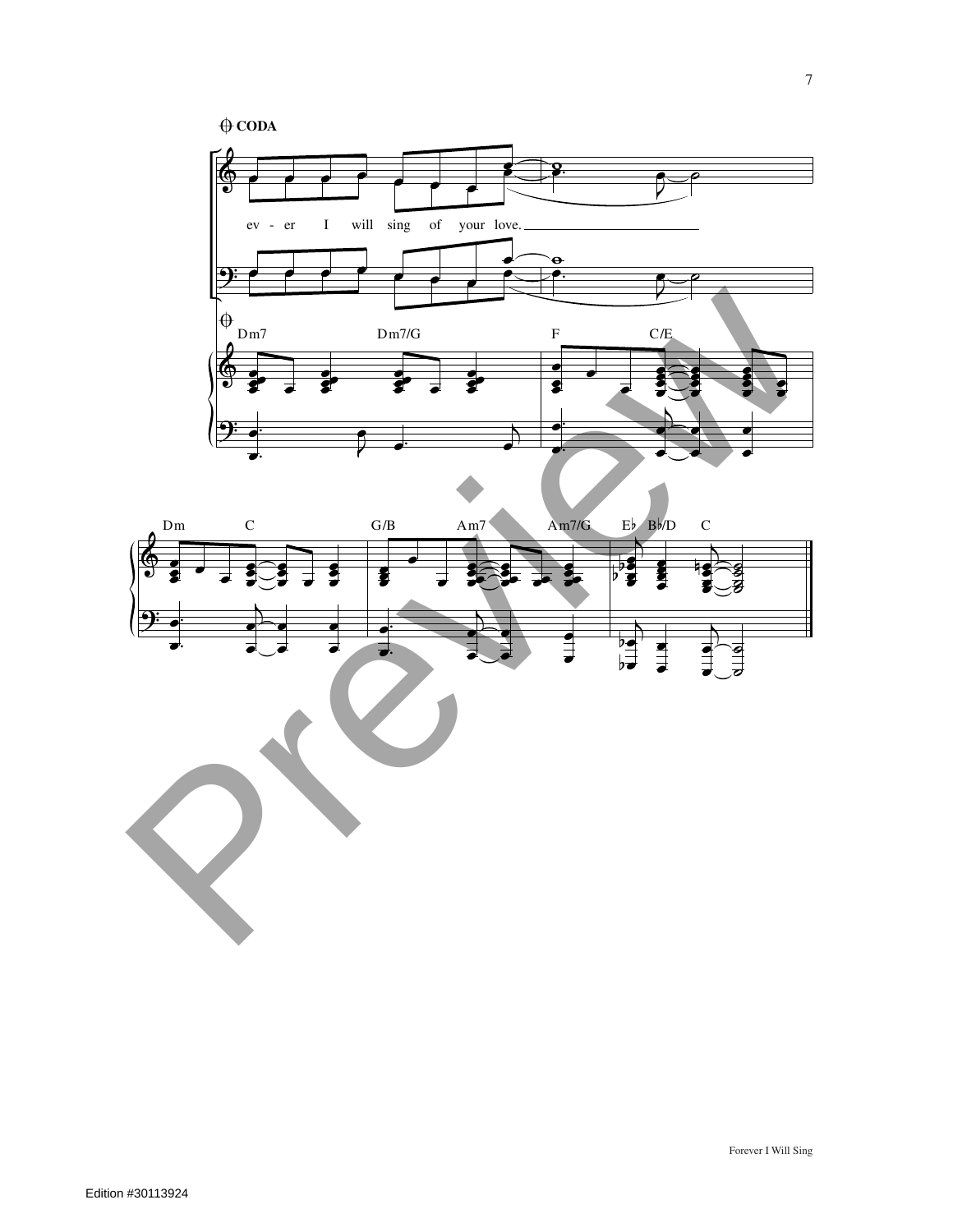𝄌 **CODA**

ev - er I will sing of your love.

Dm7 Dm7/G F C/E

Dm C G/B Am7 Am7/G E♭ B♭/D C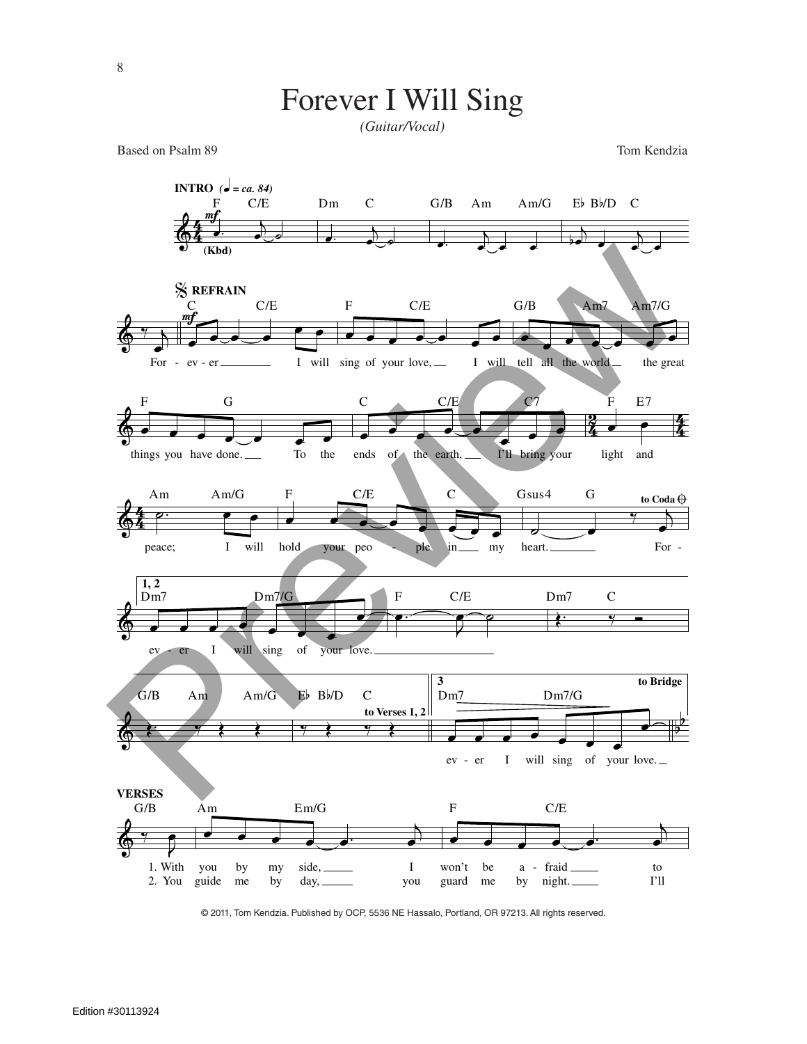# Forever I Will Sing

*(Guitar/Vocal)*

Based on Psalm 89

Tom Kendzia

**INTRO** (♩ = ca. 84)

F C/E Dm C G/B Am Am/G E♭ B♭/D C

(Kbd)

**REFRAIN**

C C/E F C/E G/B Am7 Am7/G

For - ev - er I will sing of your love, I will tell all the world the great

F G C C/E C7 F E7

things you have done. To the ends of the earth, I'll bring your light and

Am Am/G F C/E C Gsus4 G

peace; I will hold your peo - ple in my heart. For - *to Coda*

**1, 2**

Dm7 Dm7/G F C/E Dm7 C

ev - er I will sing of your love.

G/B Am Am/G E♭ B♭/D C *to Verses 1, 2*

**3**

Dm7 Dm7/G *to Bridge*

ev - er I will sing of your love.

**VERSES**

G/B Am Em/G F C/E

1. With you by my side, I won't be a - fraid to

2. You guide me by day, you guard me by night. I'll

© 2011, Tom Kendzia. Published by OCP, 5536 NE Hassalo, Portland, OR 97213. All rights reserved.

Edition #30113924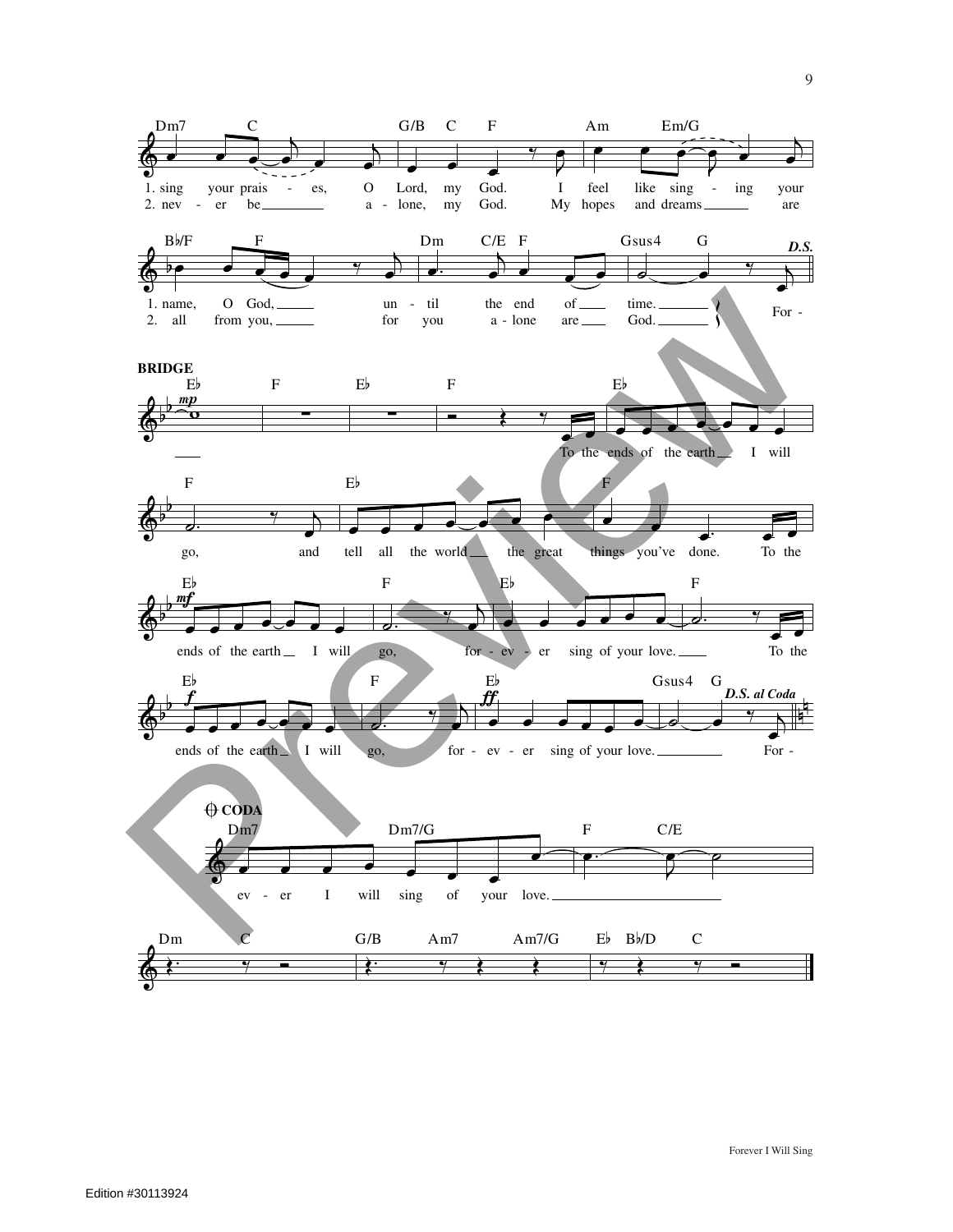Dm7 C G/B C F Am Em/G

1. sing your prais - es, O Lord, my God. I feel like sing - ing your
2. nev - er be a - lone, my God. My hopes and dreams are

B♭/F F Dm C/E F Gsus4 G *D.S.*

1. name, O God, un - til the end of time.
2. all from you, for you a - lone are God.

For -

**BRIDGE**

E♭ F E♭ F E♭

*mp*

To the ends of the earth I will

F E♭ F

go, and tell all the world the great things you've done. To the

E♭ F E♭ F

*mf*

ends of the earth I will go, for - ev - er sing of your love. To the

E♭ F E♭ Gsus4 G *D.S. al Coda*

*f* *ff*

ends of the earth I will go, for - ev - er sing of your love. For -

**CODA**

Dm7 Dm7/G F C/E

ev - er I will sing of your love.

Dm C G/B Am7 Am7/G E♭ B♭/D C

Forever I Will Sing

Edition #30113924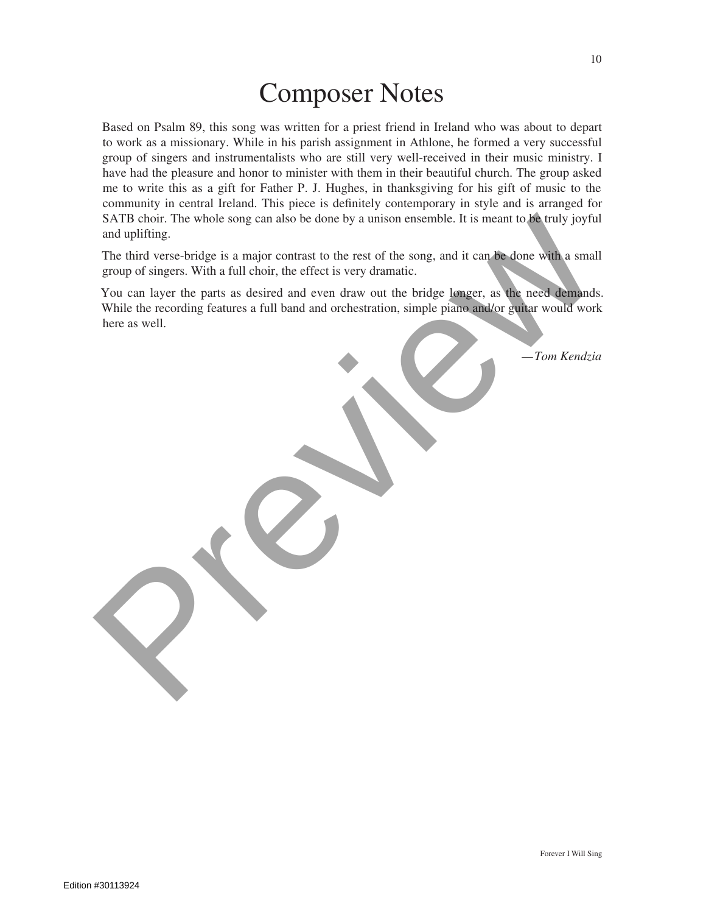# Composer Notes

Based on Psalm 89, this song was written for a priest friend in Ireland who was about to depart to work as a missionary. While in his parish assignment in Athlone, he formed a very successful group of singers and instrumentalists who are still very well-received in their music ministry. I have had the pleasure and honor to minister with them in their beautiful church. The group asked me to write this as a gift for Father P. J. Hughes, in thanksgiving for his gift of music to the community in central Ireland. This piece is definitely contemporary in style and is arranged for SATB choir. The whole song can also be done by a unison ensemble. It is meant to be truly joyful and uplifting.

The third verse-bridge is a major contrast to the rest of the song, and it can be done with a small group of singers. With a full choir, the effect is very dramatic.

You can layer the parts as desired and even draw out the bridge longer, as the need demands. While the recording features a full band and orchestration, simple piano and/or guitar would work here as well.

*—Tom Kendzia*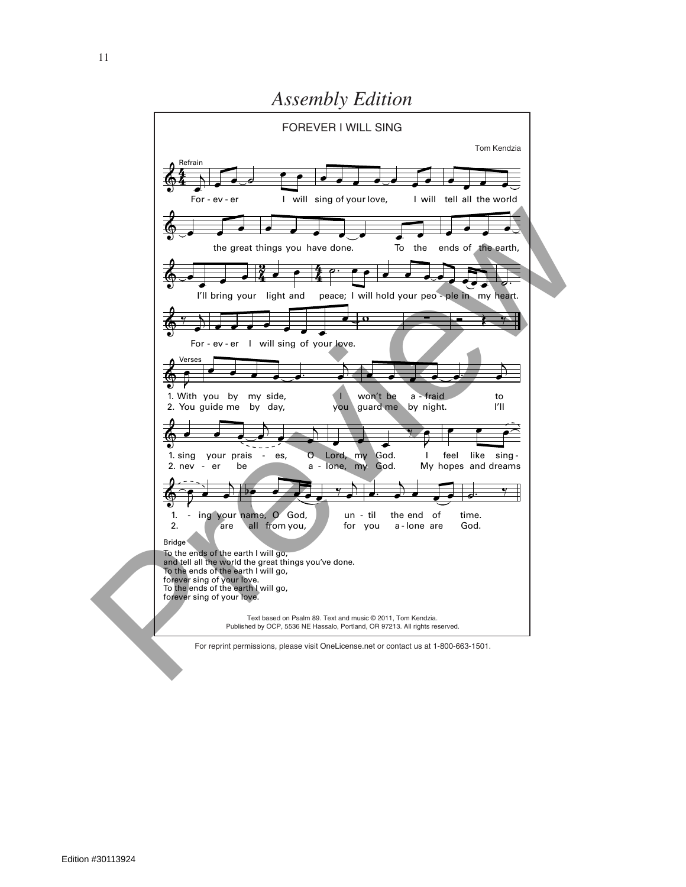# *Assembly Edition*

## FOREVER I WILL SING

Tom Kendzia

Refrain

For - ev - er I will sing of your love, I will tell all the world the great things you have done. To the ends of the earth, I'll bring your light and peace; I will hold your peo - ple in my heart. For - ev - er I will sing of your love.

Verses

1. With you by my side, I won't be a - fraid to sing your prais - es, O Lord, my God. I feel like sing - ing your name, O God, un - til the end of time.
2. You guide me by day, you guard me by night. I'll nev - er be a - lone, my God. My hopes and dreams are all from you, for you a - lone are God.

Bridge

To the ends of the earth I will go,
and tell all the world the great things you've done.
To the ends of the earth I will go,
forever sing of your love.
To the ends of the earth I will go,
forever sing of your love.

Text based on Psalm 89. Text and music © 2011, Tom Kendzia.
Published by OCP, 5536 NE Hassalo, Portland, OR 97213. All rights reserved.

For reprint permissions, please visit OneLicense.net or contact us at 1-800-663-1501.

Edition #30113924